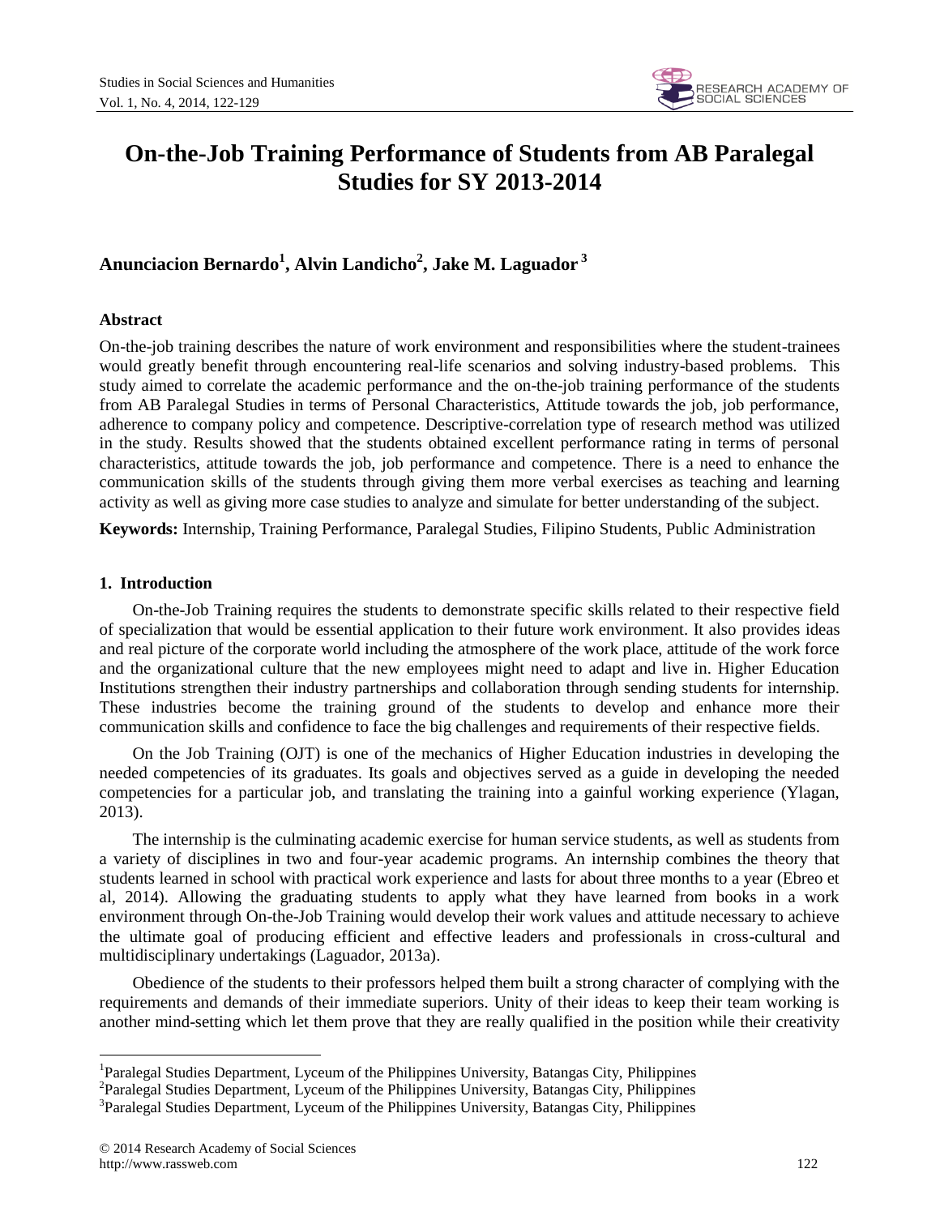# On-the-Job Training Performance of Students from AB Paralegal Studies for SY 2013-2014

**Anunciacion Bernardo[1], Alvin Landicho[2], Jake M. Laguador[3]**

## Abstract

On-the-job training describes the nature of work environment and responsibilities where the student-trainees would greatly benefit through encountering real-life scenarios and solving industry-based problems. This study aimed to correlate the academic performance and the on-the-job training performance of the students from AB Paralegal Studies in terms of Personal Characteristics, Attitude towards the job, job performance, adherence to company policy and competence. Descriptive-correlation type of research method was utilized in the study. Results showed that the students obtained excellent performance rating in terms of personal characteristics, attitude towards the job, job performance and competence. There is a need to enhance the communication skills of the students through giving them more verbal exercises as teaching and learning activity as well as giving more case studies to analyze and simulate for better understanding of the subject.

**Keywords:** Internship, Training Performance, Paralegal Studies, Filipino Students, Public Administration

## 1. Introduction

On-the-Job Training requires the students to demonstrate specific skills related to their respective field of specialization that would be essential application to their future work environment. It also provides ideas and real picture of the corporate world including the atmosphere of the work place, attitude of the work force and the organizational culture that the new employees might need to adapt and live in. Higher Education Institutions strengthen their industry partnerships and collaboration through sending students for internship. These industries become the training ground of the students to develop and enhance more their communication skills and confidence to face the big challenges and requirements of their respective fields.

On the Job Training (OJT) is one of the mechanics of Higher Education industries in developing the needed competencies of its graduates. Its goals and objectives served as a guide in developing the needed competencies for a particular job, and translating the training into a gainful working experience (Ylagan, 2013).

The internship is the culminating academic exercise for human service students, as well as students from a variety of disciplines in two and four-year academic programs. An internship combines the theory that students learned in school with practical work experience and lasts for about three months to a year (Ebreo et al, 2014). Allowing the graduating students to apply what they have learned from books in a work environment through On-the-Job Training would develop their work values and attitude necessary to achieve the ultimate goal of producing efficient and effective leaders and professionals in cross-cultural and multidisciplinary undertakings (Laguador, 2013a).

Obedience of the students to their professors helped them built a strong character of complying with the requirements and demands of their immediate superiors. Unity of their ideas to keep their team working is another mind-setting which let them prove that they are really qualified in the position while their creativity

---

[1]Paralegal Studies Department, Lyceum of the Philippines University, Batangas City, Philippines
[2]Paralegal Studies Department, Lyceum of the Philippines University, Batangas City, Philippines
[3]Paralegal Studies Department, Lyceum of the Philippines University, Batangas City, Philippines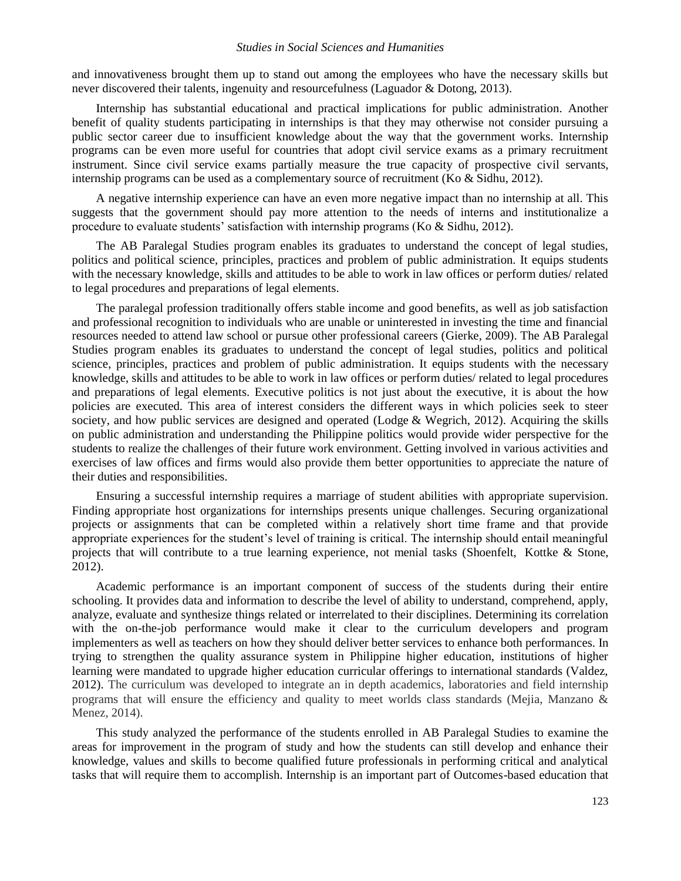and innovativeness brought them up to stand out among the employees who have the necessary skills but never discovered their talents, ingenuity and resourcefulness (Laguador & Dotong, 2013).

Internship has substantial educational and practical implications for public administration. Another benefit of quality students participating in internships is that they may otherwise not consider pursuing a public sector career due to insufficient knowledge about the way that the government works. Internship programs can be even more useful for countries that adopt civil service exams as a primary recruitment instrument. Since civil service exams partially measure the true capacity of prospective civil servants, internship programs can be used as a complementary source of recruitment (Ko & Sidhu, 2012).

A negative internship experience can have an even more negative impact than no internship at all. This suggests that the government should pay more attention to the needs of interns and institutionalize a procedure to evaluate students' satisfaction with internship programs (Ko & Sidhu, 2012).

The AB Paralegal Studies program enables its graduates to understand the concept of legal studies, politics and political science, principles, practices and problem of public administration. It equips students with the necessary knowledge, skills and attitudes to be able to work in law offices or perform duties/ related to legal procedures and preparations of legal elements.

The paralegal profession traditionally offers stable income and good benefits, as well as job satisfaction and professional recognition to individuals who are unable or uninterested in investing the time and financial resources needed to attend law school or pursue other professional careers (Gierke, 2009). The AB Paralegal Studies program enables its graduates to understand the concept of legal studies, politics and political science, principles, practices and problem of public administration. It equips students with the necessary knowledge, skills and attitudes to be able to work in law offices or perform duties/ related to legal procedures and preparations of legal elements. Executive politics is not just about the executive, it is about the how policies are executed. This area of interest considers the different ways in which policies seek to steer society, and how public services are designed and operated (Lodge & Wegrich, 2012). Acquiring the skills on public administration and understanding the Philippine politics would provide wider perspective for the students to realize the challenges of their future work environment. Getting involved in various activities and exercises of law offices and firms would also provide them better opportunities to appreciate the nature of their duties and responsibilities.

Ensuring a successful internship requires a marriage of student abilities with appropriate supervision. Finding appropriate host organizations for internships presents unique challenges. Securing organizational projects or assignments that can be completed within a relatively short time frame and that provide appropriate experiences for the student's level of training is critical. The internship should entail meaningful projects that will contribute to a true learning experience, not menial tasks (Shoenfelt, Kottke & Stone, 2012).

Academic performance is an important component of success of the students during their entire schooling. It provides data and information to describe the level of ability to understand, comprehend, apply, analyze, evaluate and synthesize things related or interrelated to their disciplines. Determining its correlation with the on-the-job performance would make it clear to the curriculum developers and program implementers as well as teachers on how they should deliver better services to enhance both performances. In trying to strengthen the quality assurance system in Philippine higher education, institutions of higher learning were mandated to upgrade higher education curricular offerings to international standards (Valdez, 2012). The curriculum was developed to integrate an in depth academics, laboratories and field internship programs that will ensure the efficiency and quality to meet worlds class standards (Mejia, Manzano & Menez, 2014).

This study analyzed the performance of the students enrolled in AB Paralegal Studies to examine the areas for improvement in the program of study and how the students can still develop and enhance their knowledge, values and skills to become qualified future professionals in performing critical and analytical tasks that will require them to accomplish. Internship is an important part of Outcomes-based education that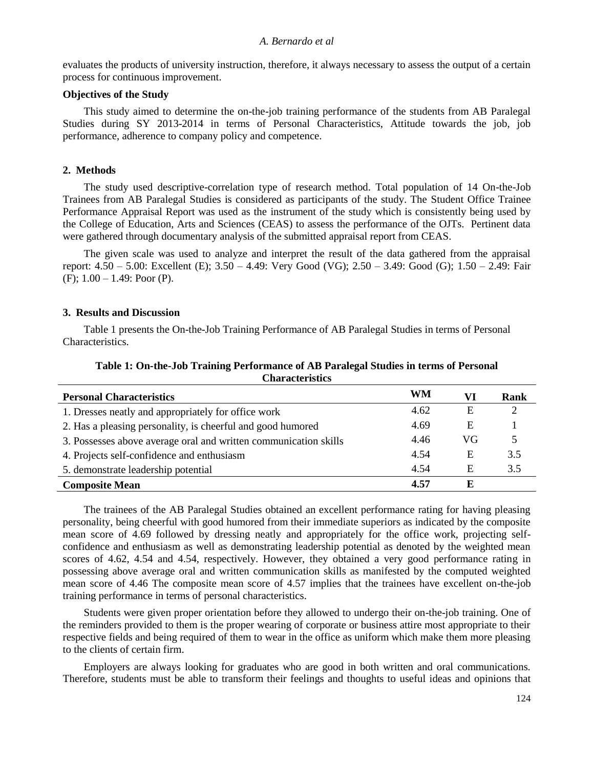evaluates the products of university instruction, therefore, it always necessary to assess the output of a certain process for continuous improvement.

**Objectives of the Study**

This study aimed to determine the on-the-job training performance of the students from AB Paralegal Studies during SY 2013-2014 in terms of Personal Characteristics, Attitude towards the job, job performance, adherence to company policy and competence.

## 2. Methods

The study used descriptive-correlation type of research method. Total population of 14 On-the-Job Trainees from AB Paralegal Studies is considered as participants of the study. The Student Office Trainee Performance Appraisal Report was used as the instrument of the study which is consistently being used by the College of Education, Arts and Sciences (CEAS) to assess the performance of the OJTs. Pertinent data were gathered through documentary analysis of the submitted appraisal report from CEAS.

The given scale was used to analyze and interpret the result of the data gathered from the appraisal report: 4.50 – 5.00: Excellent (E); 3.50 – 4.49: Very Good (VG); 2.50 – 3.49: Good (G); 1.50 – 2.49: Fair (F); 1.00 – 1.49: Poor (P).

## 3. Results and Discussion

Table 1 presents the On-the-Job Training Performance of AB Paralegal Studies in terms of Personal Characteristics.

**Table 1: On-the-Job Training Performance of AB Paralegal Studies in terms of Personal Characteristics**

| Personal Characteristics | WM | VI | Rank |
|---|---|---|---|
| 1. Dresses neatly and appropriately for office work | 4.62 | E | 2 |
| 2. Has a pleasing personality, is cheerful and good humored | 4.69 | E | 1 |
| 3. Possesses above average oral and written communication skills | 4.46 | VG | 5 |
| 4. Projects self-confidence and enthusiasm | 4.54 | E | 3.5 |
| 5. demonstrate leadership potential | 4.54 | E | 3.5 |
| **Composite Mean** | **4.57** | **E** | |

The trainees of the AB Paralegal Studies obtained an excellent performance rating for having pleasing personality, being cheerful with good humored from their immediate superiors as indicated by the composite mean score of 4.69 followed by dressing neatly and appropriately for the office work, projecting self-confidence and enthusiasm as well as demonstrating leadership potential as denoted by the weighted mean scores of 4.62, 4.54 and 4.54, respectively. However, they obtained a very good performance rating in possessing above average oral and written communication skills as manifested by the computed weighted mean score of 4.46 The composite mean score of 4.57 implies that the trainees have excellent on-the-job training performance in terms of personal characteristics.

Students were given proper orientation before they allowed to undergo their on-the-job training. One of the reminders provided to them is the proper wearing of corporate or business attire most appropriate to their respective fields and being required of them to wear in the office as uniform which make them more pleasing to the clients of certain firm.

Employers are always looking for graduates who are good in both written and oral communications. Therefore, students must be able to transform their feelings and thoughts to useful ideas and opinions that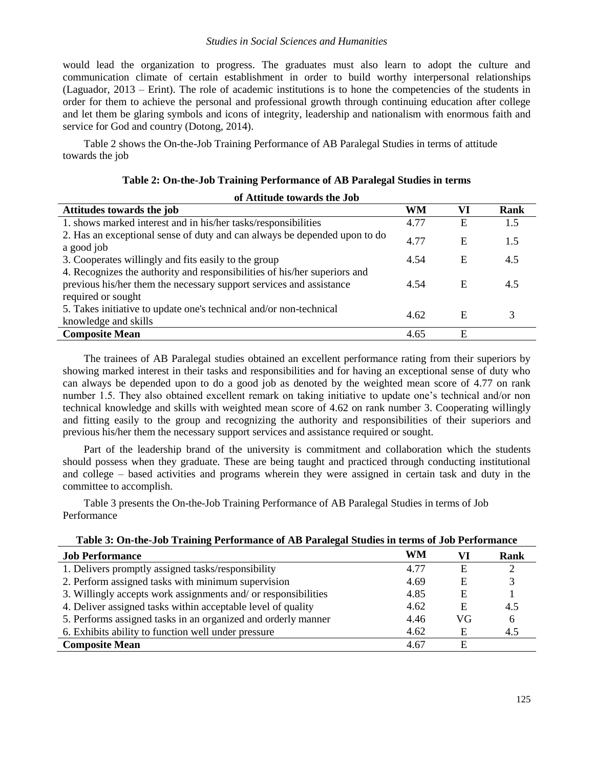would lead the organization to progress. The graduates must also learn to adopt the culture and communication climate of certain establishment in order to build worthy interpersonal relationships (Laguador, 2013 – Erint). The role of academic institutions is to hone the competencies of the students in order for them to achieve the personal and professional growth through continuing education after college and let them be glaring symbols and icons of integrity, leadership and nationalism with enormous faith and service for God and country (Dotong, 2014).

Table 2 shows the On-the-Job Training Performance of AB Paralegal Studies in terms of attitude towards the job

**Table 2: On-the-Job Training Performance of AB Paralegal Studies in terms of Attitude towards the Job**

| Attitudes towards the job | WM | VI | Rank |
|---|---|---|---|
| 1. shows marked interest and in his/her tasks/responsibilities | 4.77 | E | 1.5 |
| 2. Has an exceptional sense of duty and can always be depended upon to do a good job | 4.77 | E | 1.5 |
| 3. Cooperates willingly and fits easily to the group | 4.54 | E | 4.5 |
| 4. Recognizes the authority and responsibilities of his/her superiors and previous his/her them the necessary support services and assistance required or sought | 4.54 | E | 4.5 |
| 5. Takes initiative to update one's technical and/or non-technical knowledge and skills | 4.62 | E | 3 |
| **Composite Mean** | 4.65 | E | |

The trainees of AB Paralegal studies obtained an excellent performance rating from their superiors by showing marked interest in their tasks and responsibilities and for having an exceptional sense of duty who can always be depended upon to do a good job as denoted by the weighted mean score of 4.77 on rank number 1.5. They also obtained excellent remark on taking initiative to update one's technical and/or non technical knowledge and skills with weighted mean score of 4.62 on rank number 3. Cooperating willingly and fitting easily to the group and recognizing the authority and responsibilities of their superiors and previous his/her them the necessary support services and assistance required or sought.

Part of the leadership brand of the university is commitment and collaboration which the students should possess when they graduate. These are being taught and practiced through conducting institutional and college – based activities and programs wherein they were assigned in certain task and duty in the committee to accomplish.

Table 3 presents the On-the-Job Training Performance of AB Paralegal Studies in terms of Job Performance

**Table 3: On-the-Job Training Performance of AB Paralegal Studies in terms of Job Performance**

| Job Performance | WM | VI | Rank |
|---|---|---|---|
| 1. Delivers promptly assigned tasks/responsibility | 4.77 | E | 2 |
| 2. Perform assigned tasks with minimum supervision | 4.69 | E | 3 |
| 3. Willingly accepts work assignments and/ or responsibilities | 4.85 | E | 1 |
| 4. Deliver assigned tasks within acceptable level of quality | 4.62 | E | 4.5 |
| 5. Performs assigned tasks in an organized and orderly manner | 4.46 | VG | 6 |
| 6. Exhibits ability to function well under pressure | 4.62 | E | 4.5 |
| **Composite Mean** | 4.67 | E | |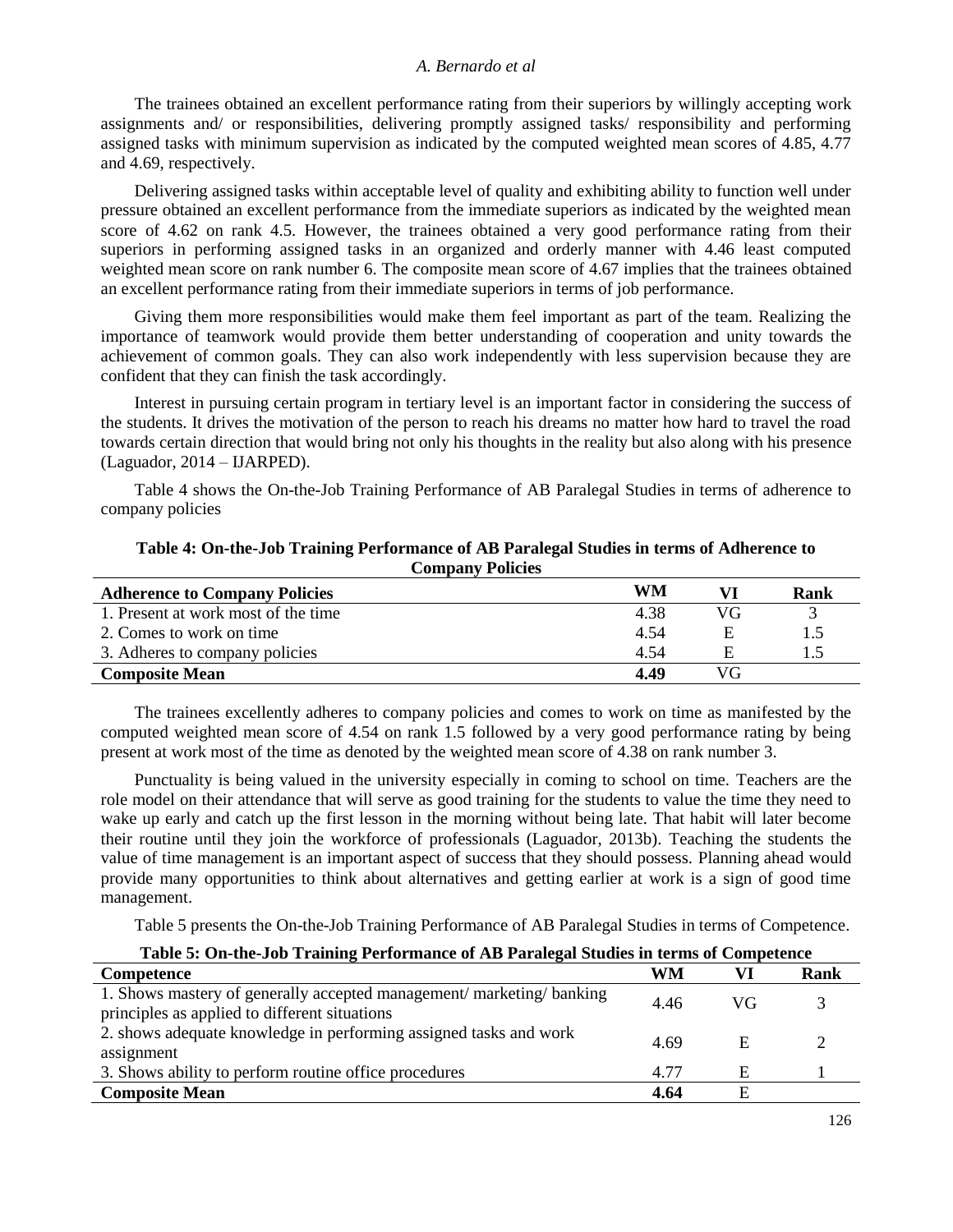The trainees obtained an excellent performance rating from their superiors by willingly accepting work assignments and/ or responsibilities, delivering promptly assigned tasks/ responsibility and performing assigned tasks with minimum supervision as indicated by the computed weighted mean scores of 4.85, 4.77 and 4.69, respectively.

Delivering assigned tasks within acceptable level of quality and exhibiting ability to function well under pressure obtained an excellent performance from the immediate superiors as indicated by the weighted mean score of 4.62 on rank 4.5. However, the trainees obtained a very good performance rating from their superiors in performing assigned tasks in an organized and orderly manner with 4.46 least computed weighted mean score on rank number 6. The composite mean score of 4.67 implies that the trainees obtained an excellent performance rating from their immediate superiors in terms of job performance.

Giving them more responsibilities would make them feel important as part of the team. Realizing the importance of teamwork would provide them better understanding of cooperation and unity towards the achievement of common goals. They can also work independently with less supervision because they are confident that they can finish the task accordingly.

Interest in pursuing certain program in tertiary level is an important factor in considering the success of the students. It drives the motivation of the person to reach his dreams no matter how hard to travel the road towards certain direction that would bring not only his thoughts in the reality but also along with his presence (Laguador, 2014 – IJARPED).

Table 4 shows the On-the-Job Training Performance of AB Paralegal Studies in terms of adherence to company policies

**Table 4: On-the-Job Training Performance of AB Paralegal Studies in terms of Adherence to Company Policies**

| Adherence to Company Policies | WM | VI | Rank |
|---|---|---|---|
| 1. Present at work most of the time | 4.38 | VG | 3 |
| 2. Comes to work on time | 4.54 | E | 1.5 |
| 3. Adheres to company policies | 4.54 | E | 1.5 |
| **Composite Mean** | **4.49** | VG | |

The trainees excellently adheres to company policies and comes to work on time as manifested by the computed weighted mean score of 4.54 on rank 1.5 followed by a very good performance rating by being present at work most of the time as denoted by the weighted mean score of 4.38 on rank number 3.

Punctuality is being valued in the university especially in coming to school on time. Teachers are the role model on their attendance that will serve as good training for the students to value the time they need to wake up early and catch up the first lesson in the morning without being late. That habit will later become their routine until they join the workforce of professionals (Laguador, 2013b). Teaching the students the value of time management is an important aspect of success that they should possess. Planning ahead would provide many opportunities to think about alternatives and getting earlier at work is a sign of good time management.

Table 5 presents the On-the-Job Training Performance of AB Paralegal Studies in terms of Competence.

**Table 5: On-the-Job Training Performance of AB Paralegal Studies in terms of Competence**

| Competence | WM | VI | Rank |
|---|---|---|---|
| 1. Shows mastery of generally accepted management/ marketing/ banking principles as applied to different situations | 4.46 | VG | 3 |
| 2. shows adequate knowledge in performing assigned tasks and work assignment | 4.69 | E | 2 |
| 3. Shows ability to perform routine office procedures | 4.77 | E | 1 |
| **Composite Mean** | **4.64** | E | |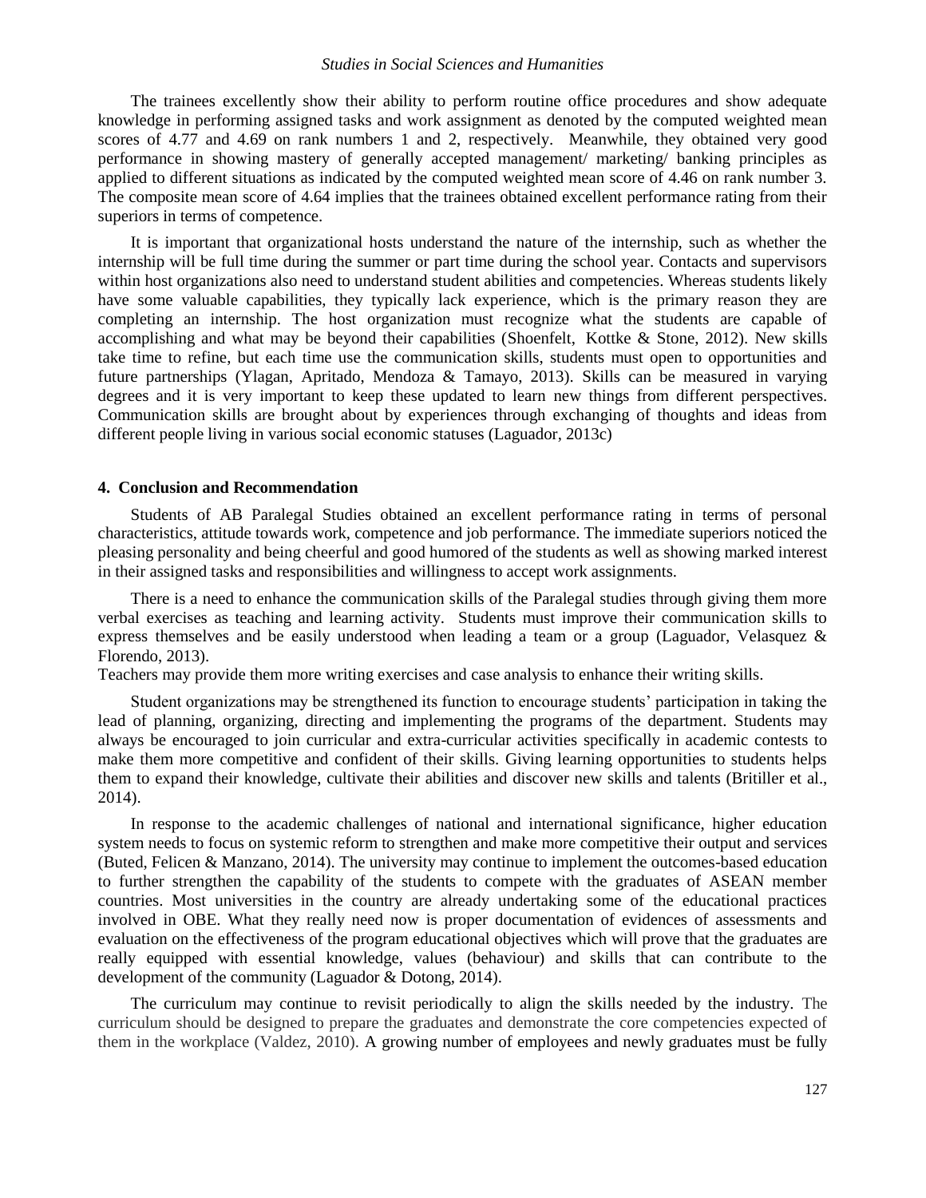The trainees excellently show their ability to perform routine office procedures and show adequate knowledge in performing assigned tasks and work assignment as denoted by the computed weighted mean scores of 4.77 and 4.69 on rank numbers 1 and 2, respectively. Meanwhile, they obtained very good performance in showing mastery of generally accepted management/ marketing/ banking principles as applied to different situations as indicated by the computed weighted mean score of 4.46 on rank number 3. The composite mean score of 4.64 implies that the trainees obtained excellent performance rating from their superiors in terms of competence.

It is important that organizational hosts understand the nature of the internship, such as whether the internship will be full time during the summer or part time during the school year. Contacts and supervisors within host organizations also need to understand student abilities and competencies. Whereas students likely have some valuable capabilities, they typically lack experience, which is the primary reason they are completing an internship. The host organization must recognize what the students are capable of accomplishing and what may be beyond their capabilities (Shoenfelt, Kottke & Stone, 2012). New skills take time to refine, but each time use the communication skills, students must open to opportunities and future partnerships (Ylagan, Apritado, Mendoza & Tamayo, 2013). Skills can be measured in varying degrees and it is very important to keep these updated to learn new things from different perspectives. Communication skills are brought about by experiences through exchanging of thoughts and ideas from different people living in various social economic statuses (Laguador, 2013c)

## 4. Conclusion and Recommendation

Students of AB Paralegal Studies obtained an excellent performance rating in terms of personal characteristics, attitude towards work, competence and job performance. The immediate superiors noticed the pleasing personality and being cheerful and good humored of the students as well as showing marked interest in their assigned tasks and responsibilities and willingness to accept work assignments.

There is a need to enhance the communication skills of the Paralegal studies through giving them more verbal exercises as teaching and learning activity. Students must improve their communication skills to express themselves and be easily understood when leading a team or a group (Laguador, Velasquez & Florendo, 2013).

Teachers may provide them more writing exercises and case analysis to enhance their writing skills.

Student organizations may be strengthened its function to encourage students' participation in taking the lead of planning, organizing, directing and implementing the programs of the department. Students may always be encouraged to join curricular and extra-curricular activities specifically in academic contests to make them more competitive and confident of their skills. Giving learning opportunities to students helps them to expand their knowledge, cultivate their abilities and discover new skills and talents (Britiller et al., 2014).

In response to the academic challenges of national and international significance, higher education system needs to focus on systemic reform to strengthen and make more competitive their output and services (Buted, Felicen & Manzano, 2014). The university may continue to implement the outcomes-based education to further strengthen the capability of the students to compete with the graduates of ASEAN member countries. Most universities in the country are already undertaking some of the educational practices involved in OBE. What they really need now is proper documentation of evidences of assessments and evaluation on the effectiveness of the program educational objectives which will prove that the graduates are really equipped with essential knowledge, values (behaviour) and skills that can contribute to the development of the community (Laguador & Dotong, 2014).

The curriculum may continue to revisit periodically to align the skills needed by the industry. The curriculum should be designed to prepare the graduates and demonstrate the core competencies expected of them in the workplace (Valdez, 2010). A growing number of employees and newly graduates must be fully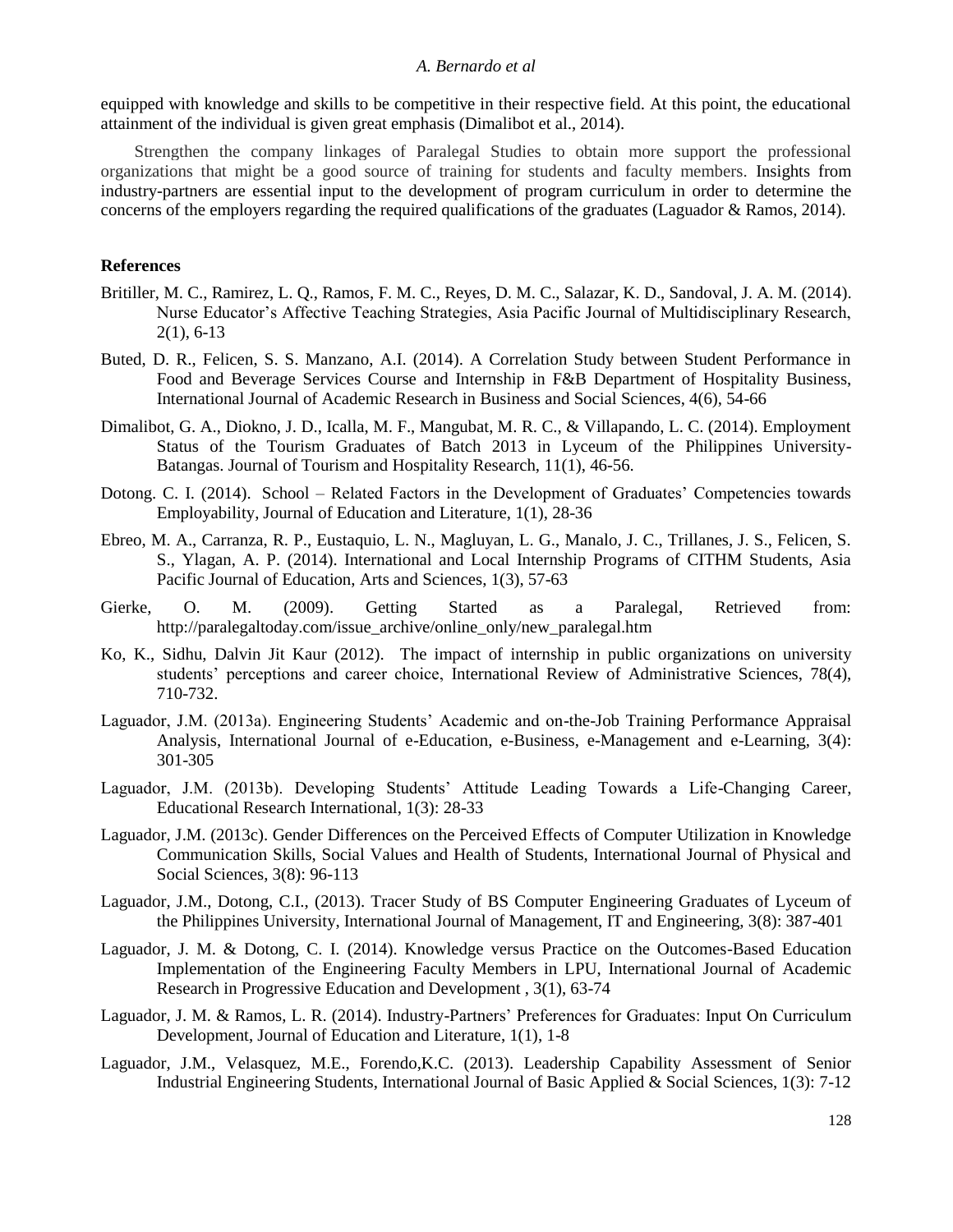equipped with knowledge and skills to be competitive in their respective field. At this point, the educational attainment of the individual is given great emphasis (Dimalibot et al., 2014).

Strengthen the company linkages of Paralegal Studies to obtain more support the professional organizations that might be a good source of training for students and faculty members. Insights from industry-partners are essential input to the development of program curriculum in order to determine the concerns of the employers regarding the required qualifications of the graduates (Laguador & Ramos, 2014).

## References

Britiller, M. C., Ramirez, L. Q., Ramos, F. M. C., Reyes, D. M. C., Salazar, K. D., Sandoval, J. A. M. (2014). Nurse Educator's Affective Teaching Strategies, Asia Pacific Journal of Multidisciplinary Research, 2(1), 6-13

Buted, D. R., Felicen, S. S. Manzano, A.I. (2014). A Correlation Study between Student Performance in Food and Beverage Services Course and Internship in F&B Department of Hospitality Business, International Journal of Academic Research in Business and Social Sciences, 4(6), 54-66

Dimalibot, G. A., Diokno, J. D., Icalla, M. F., Mangubat, M. R. C., & Villapando, L. C. (2014). Employment Status of the Tourism Graduates of Batch 2013 in Lyceum of the Philippines University-Batangas. Journal of Tourism and Hospitality Research, 11(1), 46-56.

Dotong. C. I. (2014). School – Related Factors in the Development of Graduates' Competencies towards Employability, Journal of Education and Literature, 1(1), 28-36

Ebreo, M. A., Carranza, R. P., Eustaquio, L. N., Magluyan, L. G., Manalo, J. C., Trillanes, J. S., Felicen, S. S., Ylagan, A. P. (2014). International and Local Internship Programs of CITHM Students, Asia Pacific Journal of Education, Arts and Sciences, 1(3), 57-63

Gierke, O. M. (2009). Getting Started as a Paralegal, Retrieved from: http://paralegaltoday.com/issue_archive/online_only/new_paralegal.htm

Ko, K., Sidhu, Dalvin Jit Kaur (2012). The impact of internship in public organizations on university students' perceptions and career choice, International Review of Administrative Sciences, 78(4), 710-732.

Laguador, J.M. (2013a). Engineering Students' Academic and on-the-Job Training Performance Appraisal Analysis, International Journal of e-Education, e-Business, e-Management and e-Learning, 3(4): 301-305

Laguador, J.M. (2013b). Developing Students' Attitude Leading Towards a Life-Changing Career, Educational Research International, 1(3): 28-33

Laguador, J.M. (2013c). Gender Differences on the Perceived Effects of Computer Utilization in Knowledge Communication Skills, Social Values and Health of Students, International Journal of Physical and Social Sciences, 3(8): 96-113

Laguador, J.M., Dotong, C.I., (2013). Tracer Study of BS Computer Engineering Graduates of Lyceum of the Philippines University, International Journal of Management, IT and Engineering, 3(8): 387-401

Laguador, J. M. & Dotong, C. I. (2014). Knowledge versus Practice on the Outcomes-Based Education Implementation of the Engineering Faculty Members in LPU, International Journal of Academic Research in Progressive Education and Development , 3(1), 63-74

Laguador, J. M. & Ramos, L. R. (2014). Industry-Partners' Preferences for Graduates: Input On Curriculum Development, Journal of Education and Literature, 1(1), 1-8

Laguador, J.M., Velasquez, M.E., Forendo,K.C. (2013). Leadership Capability Assessment of Senior Industrial Engineering Students, International Journal of Basic Applied & Social Sciences, 1(3): 7-12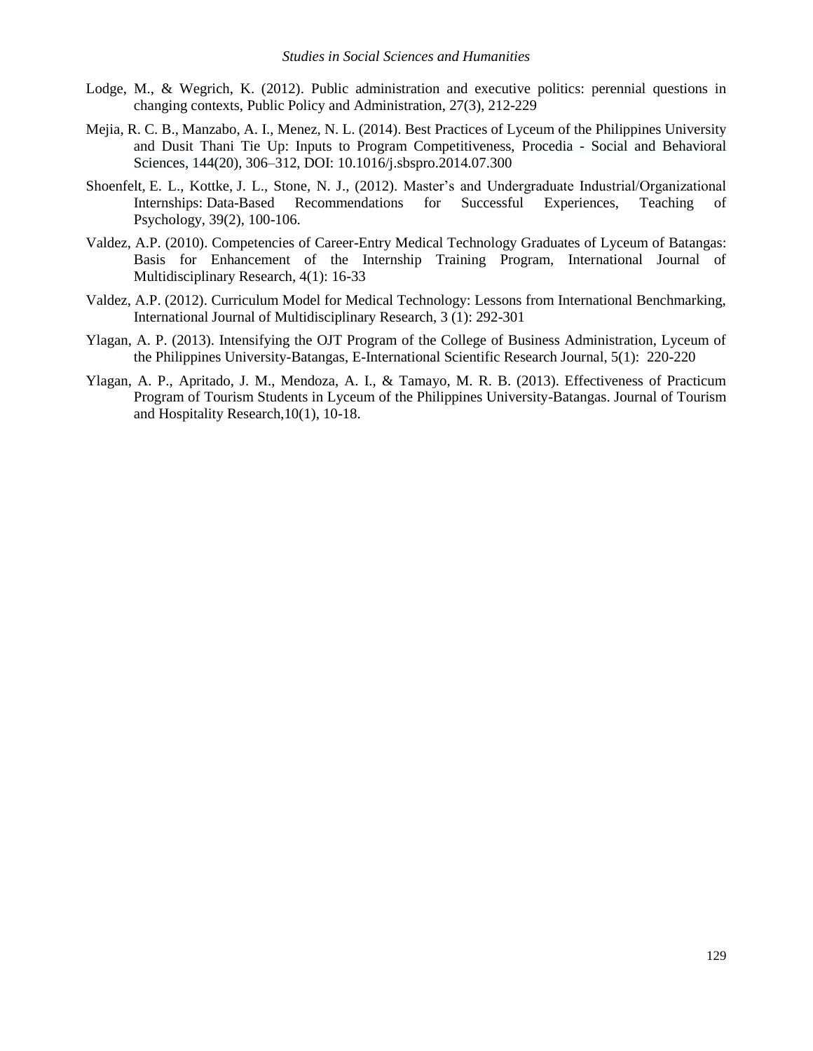Lodge, M., & Wegrich, K. (2012). Public administration and executive politics: perennial questions in changing contexts, Public Policy and Administration, 27(3), 212-229

Mejia, R. C. B., Manzabo, A. I., Menez, N. L. (2014). Best Practices of Lyceum of the Philippines University and Dusit Thani Tie Up: Inputs to Program Competitiveness, Procedia - Social and Behavioral Sciences, 144(20), 306–312, DOI: 10.1016/j.sbspro.2014.07.300

Shoenfelt, E. L., Kottke, J. L., Stone, N. J., (2012). Master's and Undergraduate Industrial/Organizational Internships: Data-Based Recommendations for Successful Experiences, Teaching of Psychology, 39(2), 100-106.

Valdez, A.P. (2010). Competencies of Career-Entry Medical Technology Graduates of Lyceum of Batangas: Basis for Enhancement of the Internship Training Program, International Journal of Multidisciplinary Research, 4(1): 16-33

Valdez, A.P. (2012). Curriculum Model for Medical Technology: Lessons from International Benchmarking, International Journal of Multidisciplinary Research, 3 (1): 292-301

Ylagan, A. P. (2013). Intensifying the OJT Program of the College of Business Administration, Lyceum of the Philippines University-Batangas, E-International Scientific Research Journal, 5(1): 220-220

Ylagan, A. P., Apritado, J. M., Mendoza, A. I., & Tamayo, M. R. B. (2013). Effectiveness of Practicum Program of Tourism Students in Lyceum of the Philippines University-Batangas. Journal of Tourism and Hospitality Research,10(1), 10-18.